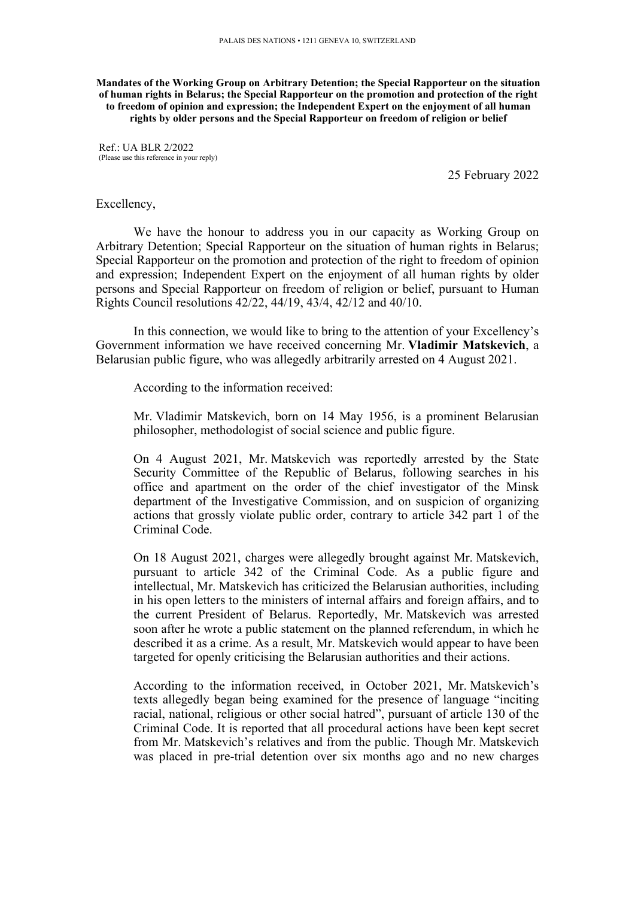PALAIS DES NATIONS • 1211 GENEVA 10, SWITZERLAND

**Mandates of the Working Group on Arbitrary Detention; the Special Rapporteur on the situation of human rights in Belarus; the Special Rapporteur on the promotion and protection of the right to freedom of opinion and expression; the Independent Expert on the enjoyment of all human rights by older persons and the Special Rapporteur on freedom of religion or belief**

Ref.: UA BLR 2/2022
(Please use this reference in your reply)

25 February 2022

Excellency,

We have the honour to address you in our capacity as Working Group on Arbitrary Detention; Special Rapporteur on the situation of human rights in Belarus; Special Rapporteur on the promotion and protection of the right to freedom of opinion and expression; Independent Expert on the enjoyment of all human rights by older persons and Special Rapporteur on freedom of religion or belief, pursuant to Human Rights Council resolutions 42/22, 44/19, 43/4, 42/12 and 40/10.

In this connection, we would like to bring to the attention of your Excellency's Government information we have received concerning Mr. **Vladimir Matskevich**, a Belarusian public figure, who was allegedly arbitrarily arrested on 4 August 2021.

According to the information received:

Mr. Vladimir Matskevich, born on 14 May 1956, is a prominent Belarusian philosopher, methodologist of social science and public figure.

On 4 August 2021, Mr. Matskevich was reportedly arrested by the State Security Committee of the Republic of Belarus, following searches in his office and apartment on the order of the chief investigator of the Minsk department of the Investigative Commission, and on suspicion of organizing actions that grossly violate public order, contrary to article 342 part 1 of the Criminal Code.

On 18 August 2021, charges were allegedly brought against Mr. Matskevich, pursuant to article 342 of the Criminal Code. As a public figure and intellectual, Mr. Matskevich has criticized the Belarusian authorities, including in his open letters to the ministers of internal affairs and foreign affairs, and to the current President of Belarus. Reportedly, Mr. Matskevich was arrested soon after he wrote a public statement on the planned referendum, in which he described it as a crime. As a result, Mr. Matskevich would appear to have been targeted for openly criticising the Belarusian authorities and their actions.

According to the information received, in October 2021, Mr. Matskevich's texts allegedly began being examined for the presence of language "inciting racial, national, religious or other social hatred", pursuant of article 130 of the Criminal Code. It is reported that all procedural actions have been kept secret from Mr. Matskevich's relatives and from the public. Though Mr. Matskevich was placed in pre-trial detention over six months ago and no new charges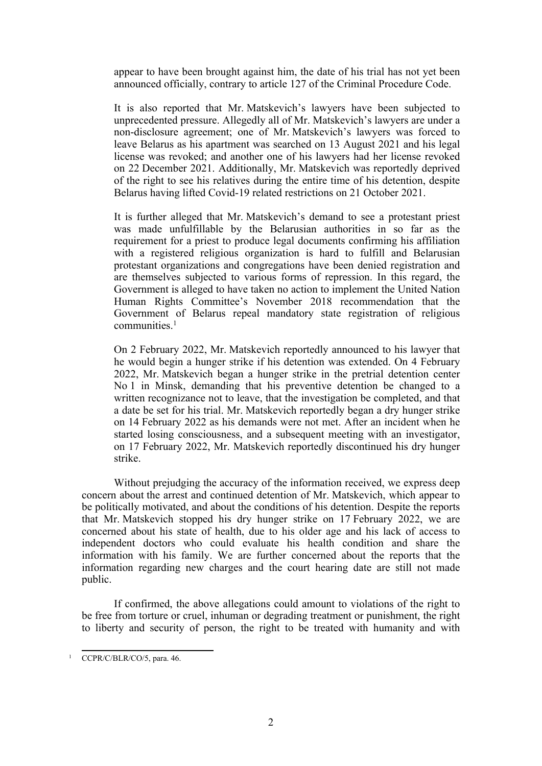appear to have been brought against him, the date of his trial has not yet been announced officially, contrary to article 127 of the Criminal Procedure Code.

It is also reported that Mr. Matskevich's lawyers have been subjected to unprecedented pressure. Allegedly all of Mr. Matskevich's lawyers are under a non-disclosure agreement; one of Mr. Matskevich's lawyers was forced to leave Belarus as his apartment was searched on 13 August 2021 and his legal license was revoked; and another one of his lawyers had her license revoked on 22 December 2021. Additionally, Mr. Matskevich was reportedly deprived of the right to see his relatives during the entire time of his detention, despite Belarus having lifted Covid-19 related restrictions on 21 October 2021.

It is further alleged that Mr. Matskevich's demand to see a protestant priest was made unfulfillable by the Belarusian authorities in so far as the requirement for a priest to produce legal documents confirming his affiliation with a registered religious organization is hard to fulfill and Belarusian protestant organizations and congregations have been denied registration and are themselves subjected to various forms of repression. In this regard, the Government is alleged to have taken no action to implement the United Nation Human Rights Committee's November 2018 recommendation that the Government of Belarus repeal mandatory state registration of religious communities.[1]

On 2 February 2022, Mr. Matskevich reportedly announced to his lawyer that he would begin a hunger strike if his detention was extended. On 4 February 2022, Mr. Matskevich began a hunger strike in the pretrial detention center No 1 in Minsk, demanding that his preventive detention be changed to a written recognizance not to leave, that the investigation be completed, and that a date be set for his trial. Mr. Matskevich reportedly began a dry hunger strike on 14 February 2022 as his demands were not met. After an incident when he started losing consciousness, and a subsequent meeting with an investigator, on 17 February 2022, Mr. Matskevich reportedly discontinued his dry hunger strike.

Without prejudging the accuracy of the information received, we express deep concern about the arrest and continued detention of Mr. Matskevich, which appear to be politically motivated, and about the conditions of his detention. Despite the reports that Mr. Matskevich stopped his dry hunger strike on 17 February 2022, we are concerned about his state of health, due to his older age and his lack of access to independent doctors who could evaluate his health condition and share the information with his family. We are further concerned about the reports that the information regarding new charges and the court hearing date are still not made public.

If confirmed, the above allegations could amount to violations of the right to be free from torture or cruel, inhuman or degrading treatment or punishment, the right to liberty and security of person, the right to be treated with humanity and with

[1] CCPR/C/BLR/CO/5, para. 46.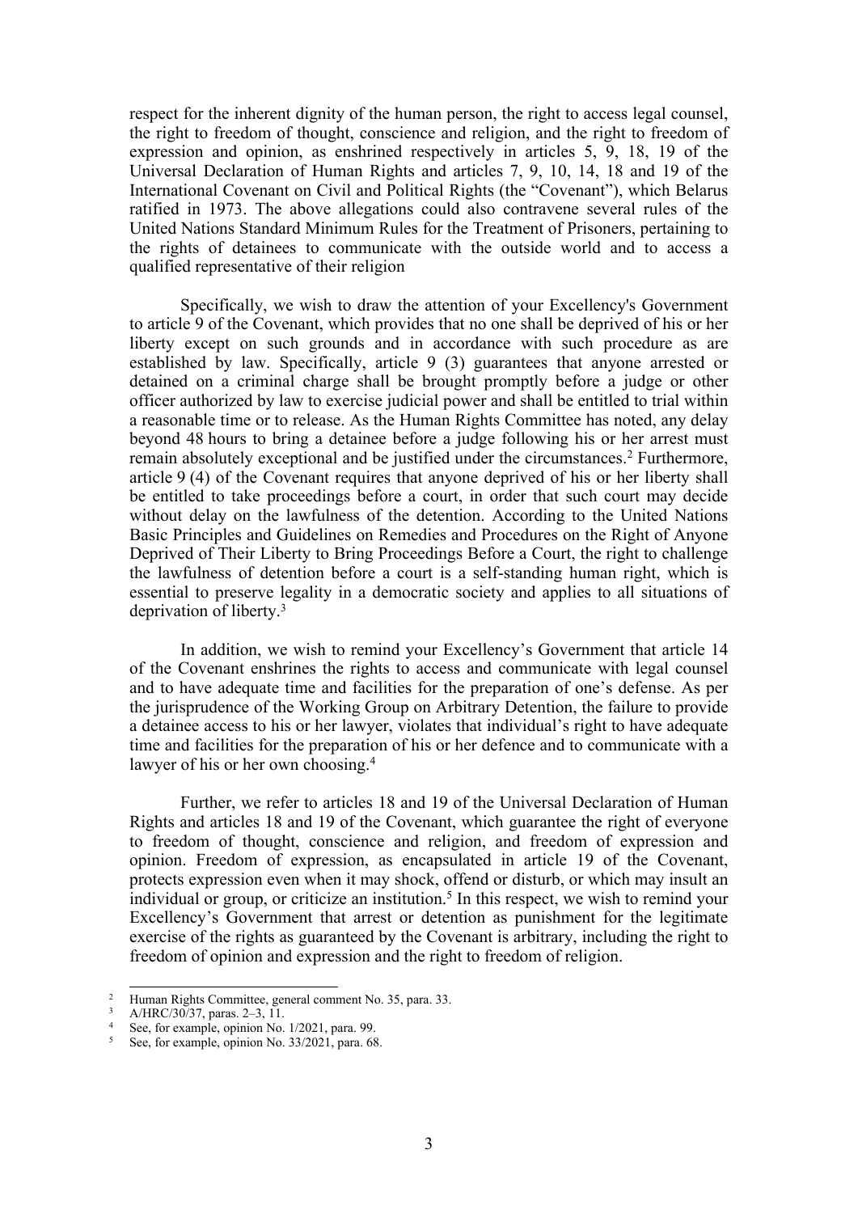respect for the inherent dignity of the human person, the right to access legal counsel, the right to freedom of thought, conscience and religion, and the right to freedom of expression and opinion, as enshrined respectively in articles 5, 9, 18, 19 of the Universal Declaration of Human Rights and articles 7, 9, 10, 14, 18 and 19 of the International Covenant on Civil and Political Rights (the "Covenant"), which Belarus ratified in 1973. The above allegations could also contravene several rules of the United Nations Standard Minimum Rules for the Treatment of Prisoners, pertaining to the rights of detainees to communicate with the outside world and to access a qualified representative of their religion

Specifically, we wish to draw the attention of your Excellency's Government to article 9 of the Covenant, which provides that no one shall be deprived of his or her liberty except on such grounds and in accordance with such procedure as are established by law. Specifically, article 9 (3) guarantees that anyone arrested or detained on a criminal charge shall be brought promptly before a judge or other officer authorized by law to exercise judicial power and shall be entitled to trial within a reasonable time or to release. As the Human Rights Committee has noted, any delay beyond 48 hours to bring a detainee before a judge following his or her arrest must remain absolutely exceptional and be justified under the circumstances.[2] Furthermore, article 9 (4) of the Covenant requires that anyone deprived of his or her liberty shall be entitled to take proceedings before a court, in order that such court may decide without delay on the lawfulness of the detention. According to the United Nations Basic Principles and Guidelines on Remedies and Procedures on the Right of Anyone Deprived of Their Liberty to Bring Proceedings Before a Court, the right to challenge the lawfulness of detention before a court is a self-standing human right, which is essential to preserve legality in a democratic society and applies to all situations of deprivation of liberty.[3]

In addition, we wish to remind your Excellency's Government that article 14 of the Covenant enshrines the rights to access and communicate with legal counsel and to have adequate time and facilities for the preparation of one's defense. As per the jurisprudence of the Working Group on Arbitrary Detention, the failure to provide a detainee access to his or her lawyer, violates that individual's right to have adequate time and facilities for the preparation of his or her defence and to communicate with a lawyer of his or her own choosing.[4]

Further, we refer to articles 18 and 19 of the Universal Declaration of Human Rights and articles 18 and 19 of the Covenant, which guarantee the right of everyone to freedom of thought, conscience and religion, and freedom of expression and opinion. Freedom of expression, as encapsulated in article 19 of the Covenant, protects expression even when it may shock, offend or disturb, or which may insult an individual or group, or criticize an institution.[5] In this respect, we wish to remind your Excellency's Government that arrest or detention as punishment for the legitimate exercise of the rights as guaranteed by the Covenant is arbitrary, including the right to freedom of opinion and expression and the right to freedom of religion.

---

[2] Human Rights Committee, general comment No. 35, para. 33.

[3] A/HRC/30/37, paras. 2–3, 11.

[4] See, for example, opinion No. 1/2021, para. 99.

[5] See, for example, opinion No. 33/2021, para. 68.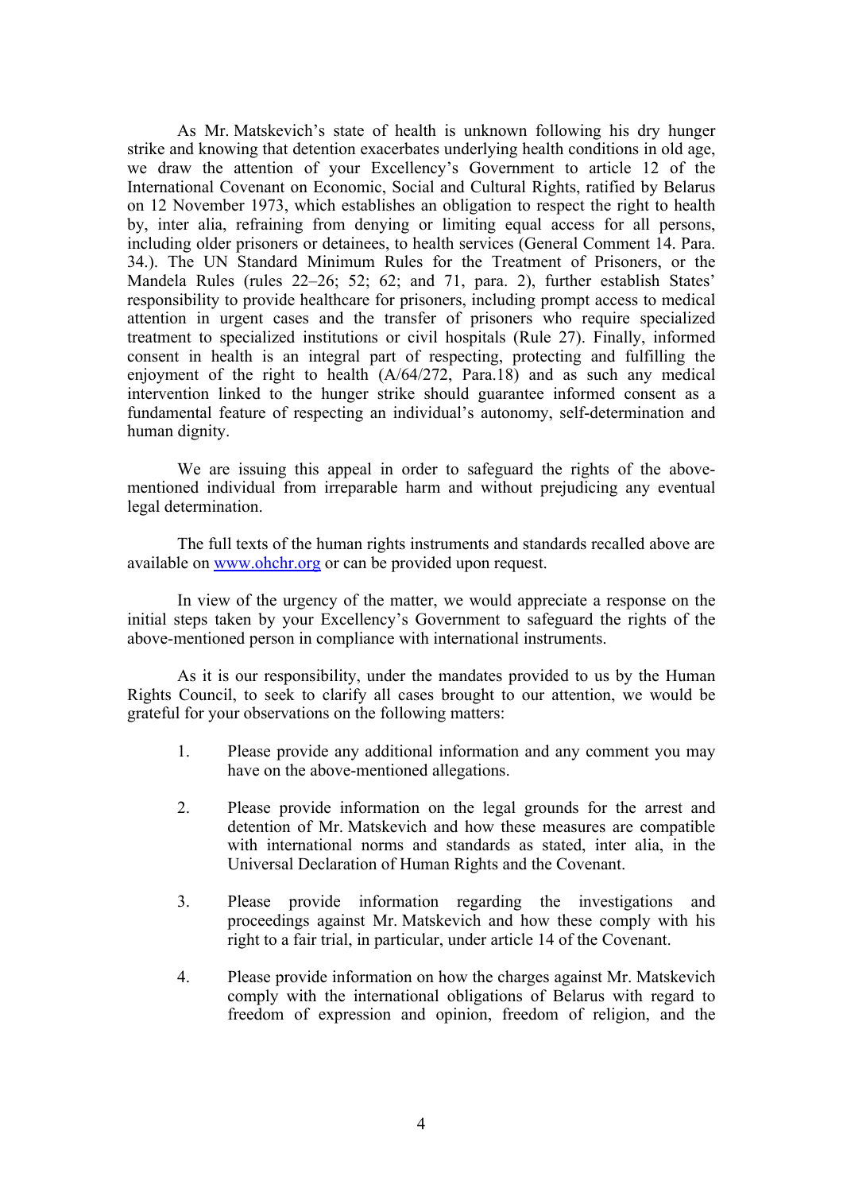As Mr. Matskevich's state of health is unknown following his dry hunger strike and knowing that detention exacerbates underlying health conditions in old age, we draw the attention of your Excellency's Government to article 12 of the International Covenant on Economic, Social and Cultural Rights, ratified by Belarus on 12 November 1973, which establishes an obligation to respect the right to health by, inter alia, refraining from denying or limiting equal access for all persons, including older prisoners or detainees, to health services (General Comment 14. Para. 34.). The UN Standard Minimum Rules for the Treatment of Prisoners, or the Mandela Rules (rules 22–26; 52; 62; and 71, para. 2), further establish States' responsibility to provide healthcare for prisoners, including prompt access to medical attention in urgent cases and the transfer of prisoners who require specialized treatment to specialized institutions or civil hospitals (Rule 27). Finally, informed consent in health is an integral part of respecting, protecting and fulfilling the enjoyment of the right to health (A/64/272, Para.18) and as such any medical intervention linked to the hunger strike should guarantee informed consent as a fundamental feature of respecting an individual's autonomy, self-determination and human dignity.

We are issuing this appeal in order to safeguard the rights of the above-mentioned individual from irreparable harm and without prejudicing any eventual legal determination.

The full texts of the human rights instruments and standards recalled above are available on [www.ohchr.org](http://www.ohchr.org) or can be provided upon request.

In view of the urgency of the matter, we would appreciate a response on the initial steps taken by your Excellency's Government to safeguard the rights of the above-mentioned person in compliance with international instruments.

As it is our responsibility, under the mandates provided to us by the Human Rights Council, to seek to clarify all cases brought to our attention, we would be grateful for your observations on the following matters:

1. Please provide any additional information and any comment you may have on the above-mentioned allegations.

2. Please provide information on the legal grounds for the arrest and detention of Mr. Matskevich and how these measures are compatible with international norms and standards as stated, inter alia, in the Universal Declaration of Human Rights and the Covenant.

3. Please provide information regarding the investigations and proceedings against Mr. Matskevich and how these comply with his right to a fair trial, in particular, under article 14 of the Covenant.

4. Please provide information on how the charges against Mr. Matskevich comply with the international obligations of Belarus with regard to freedom of expression and opinion, freedom of religion, and the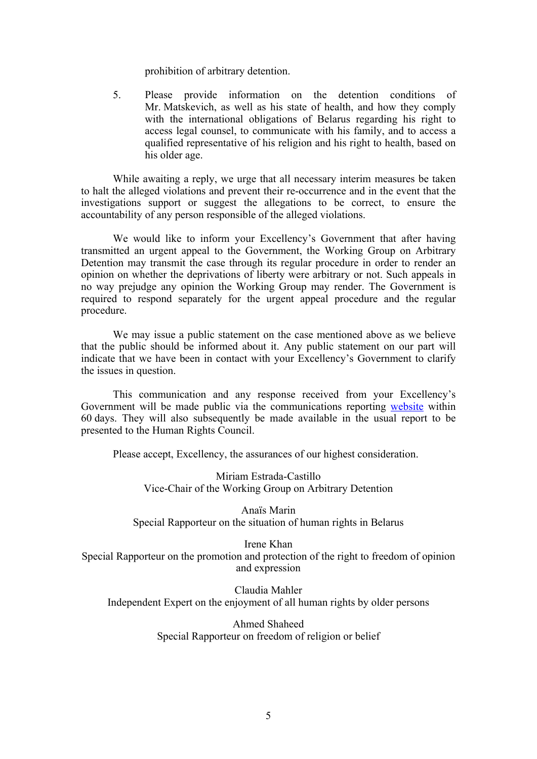prohibition of arbitrary detention.

5. Please provide information on the detention conditions of Mr. Matskevich, as well as his state of health, and how they comply with the international obligations of Belarus regarding his right to access legal counsel, to communicate with his family, and to access a qualified representative of his religion and his right to health, based on his older age.

While awaiting a reply, we urge that all necessary interim measures be taken to halt the alleged violations and prevent their re-occurrence and in the event that the investigations support or suggest the allegations to be correct, to ensure the accountability of any person responsible of the alleged violations.

We would like to inform your Excellency's Government that after having transmitted an urgent appeal to the Government, the Working Group on Arbitrary Detention may transmit the case through its regular procedure in order to render an opinion on whether the deprivations of liberty were arbitrary or not. Such appeals in no way prejudge any opinion the Working Group may render. The Government is required to respond separately for the urgent appeal procedure and the regular procedure.

We may issue a public statement on the case mentioned above as we believe that the public should be informed about it. Any public statement on our part will indicate that we have been in contact with your Excellency's Government to clarify the issues in question.

This communication and any response received from your Excellency's Government will be made public via the communications reporting website within 60 days. They will also subsequently be made available in the usual report to be presented to the Human Rights Council.

Please accept, Excellency, the assurances of our highest consideration.

Miriam Estrada-Castillo
Vice-Chair of the Working Group on Arbitrary Detention

Anaïs Marin
Special Rapporteur on the situation of human rights in Belarus

Irene Khan
Special Rapporteur on the promotion and protection of the right to freedom of opinion and expression

Claudia Mahler
Independent Expert on the enjoyment of all human rights by older persons

Ahmed Shaheed
Special Rapporteur on freedom of religion or belief